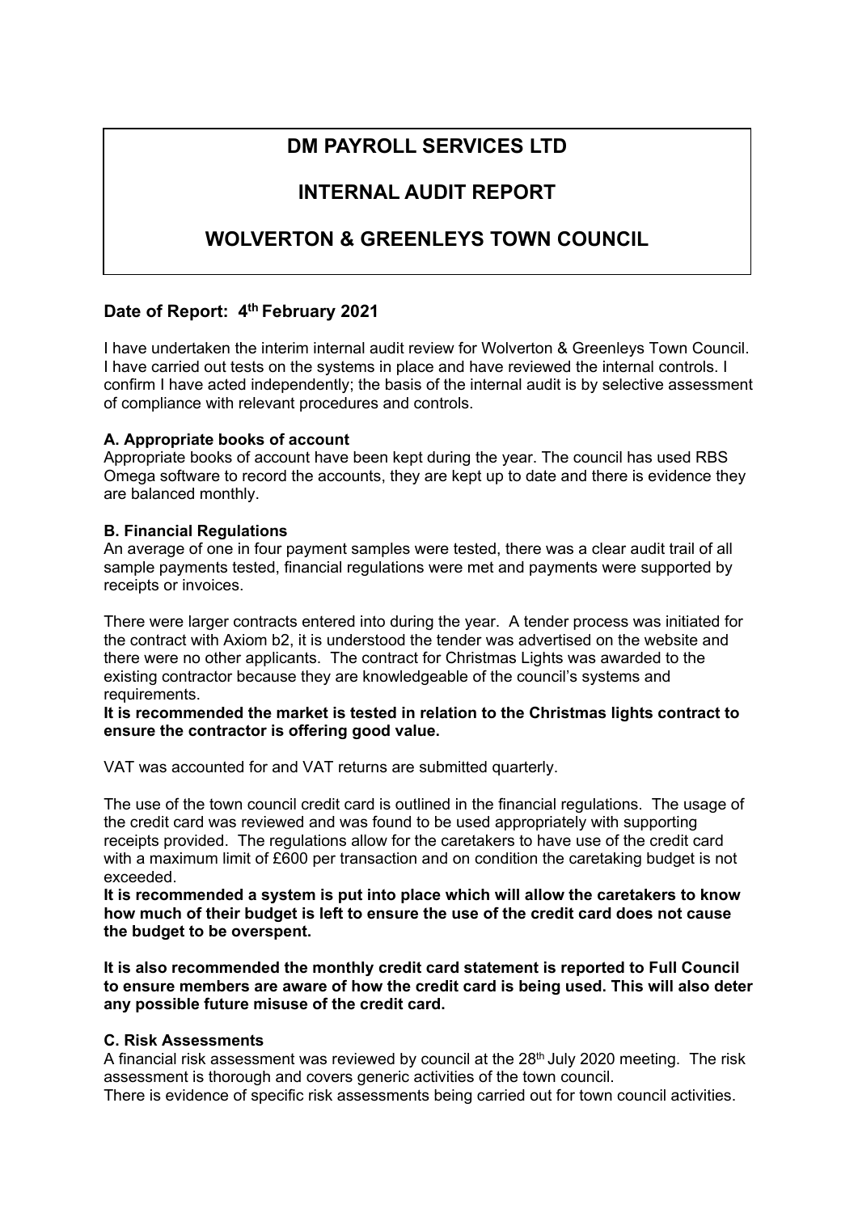# DM PAYROLL SERVICES LTD

# INTERNAL AUDIT REPORT

# WOLVERTON & GREENLEYS TOWN COUNCIL

## Date of Report: 4th February 2021

I have undertaken the interim internal audit review for Wolverton & Greenleys Town Council. I have carried out tests on the systems in place and have reviewed the internal controls. I confirm I have acted independently; the basis of the internal audit is by selective assessment of compliance with relevant procedures and controls.

### A. Appropriate books of account

Appropriate books of account have been kept during the year. The council has used RBS Omega software to record the accounts, they are kept up to date and there is evidence they are balanced monthly.

### B. Financial Regulations

An average of one in four payment samples were tested, there was a clear audit trail of all sample payments tested, financial regulations were met and payments were supported by receipts or invoices.

There were larger contracts entered into during the year. A tender process was initiated for the contract with Axiom b2, it is understood the tender was advertised on the website and there were no other applicants. The contract for Christmas Lights was awarded to the existing contractor because they are knowledgeable of the council's systems and requirements.

**It is recommended the market is tested in relation to the Christmas lights contract to ensure the contractor is offering good value.**

VAT was accounted for and VAT returns are submitted quarterly.

The use of the town council credit card is outlined in the financial regulations. The usage of the credit card was reviewed and was found to be used appropriately with supporting receipts provided. The regulations allow for the caretakers to have use of the credit card with a maximum limit of £600 per transaction and on condition the caretaking budget is not exceeded.

**It is recommended a system is put into place which will allow the caretakers to know how much of their budget is left to ensure the use of the credit card does not cause the budget to be overspent.**

**It is also recommended the monthly credit card statement is reported to Full Council to ensure members are aware of how the credit card is being used. This will also deter any possible future misuse of the credit card.**

### C. Risk Assessments

A financial risk assessment was reviewed by council at the 28th July 2020 meeting. The risk assessment is thorough and covers generic activities of the town council.

There is evidence of specific risk assessments being carried out for town council activities.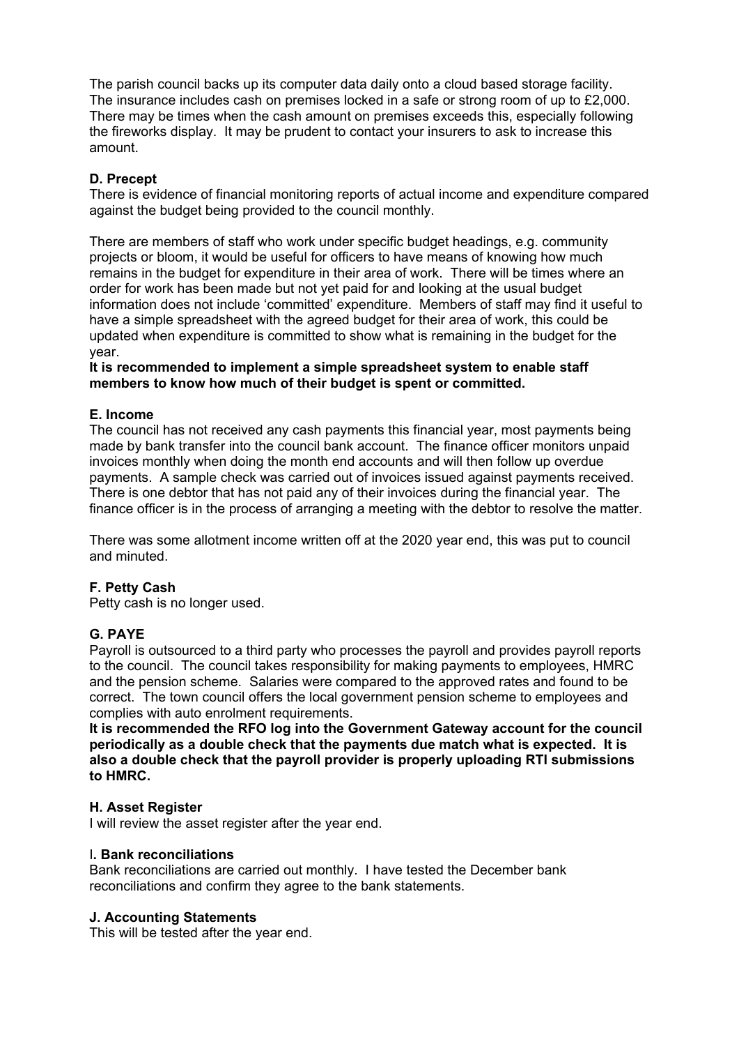The parish council backs up its computer data daily onto a cloud based storage facility. The insurance includes cash on premises locked in a safe or strong room of up to £2,000. There may be times when the cash amount on premises exceeds this, especially following the fireworks display. It may be prudent to contact your insurers to ask to increase this amount.

**D. Precept**

There is evidence of financial monitoring reports of actual income and expenditure compared against the budget being provided to the council monthly.

There are members of staff who work under specific budget headings, e.g. community projects or bloom, it would be useful for officers to have means of knowing how much remains in the budget for expenditure in their area of work. There will be times where an order for work has been made but not yet paid for and looking at the usual budget information does not include 'committed' expenditure. Members of staff may find it useful to have a simple spreadsheet with the agreed budget for their area of work, this could be updated when expenditure is committed to show what is remaining in the budget for the year.

**It is recommended to implement a simple spreadsheet system to enable staff members to know how much of their budget is spent or committed.**

**E. Income**

The council has not received any cash payments this financial year, most payments being made by bank transfer into the council bank account. The finance officer monitors unpaid invoices monthly when doing the month end accounts and will then follow up overdue payments. A sample check was carried out of invoices issued against payments received. There is one debtor that has not paid any of their invoices during the financial year. The finance officer is in the process of arranging a meeting with the debtor to resolve the matter.

There was some allotment income written off at the 2020 year end, this was put to council and minuted.

**F. Petty Cash**

Petty cash is no longer used.

**G. PAYE**

Payroll is outsourced to a third party who processes the payroll and provides payroll reports to the council. The council takes responsibility for making payments to employees, HMRC and the pension scheme. Salaries were compared to the approved rates and found to be correct. The town council offers the local government pension scheme to employees and complies with auto enrolment requirements.

**It is recommended the RFO log into the Government Gateway account for the council periodically as a double check that the payments due match what is expected. It is also a double check that the payroll provider is properly uploading RTI submissions to HMRC.**

**H. Asset Register**

I will review the asset register after the year end.

**I. Bank reconciliations**

Bank reconciliations are carried out monthly. I have tested the December bank reconciliations and confirm they agree to the bank statements.

**J. Accounting Statements**

This will be tested after the year end.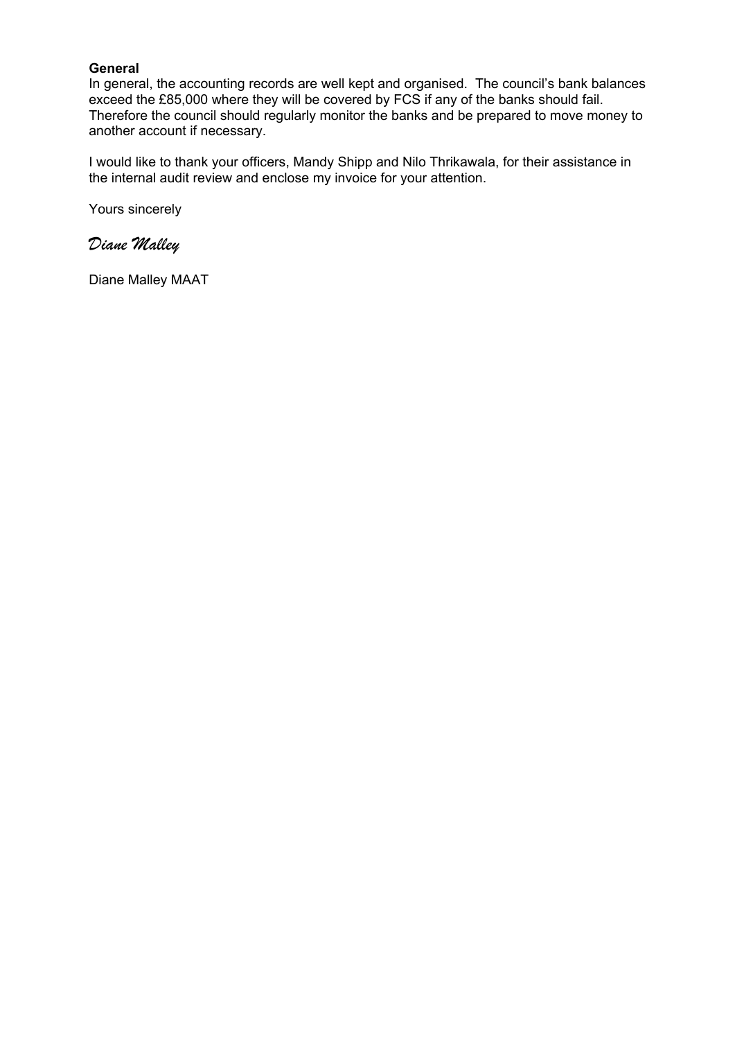**General**

In general, the accounting records are well kept and organised. The council's bank balances exceed the £85,000 where they will be covered by FCS if any of the banks should fail. Therefore the council should regularly monitor the banks and be prepared to move money to another account if necessary.

I would like to thank your officers, Mandy Shipp and Nilo Thrikawala, for their assistance in the internal audit review and enclose my invoice for your attention.

Yours sincerely

*Diane Malley*

Diane Malley MAAT